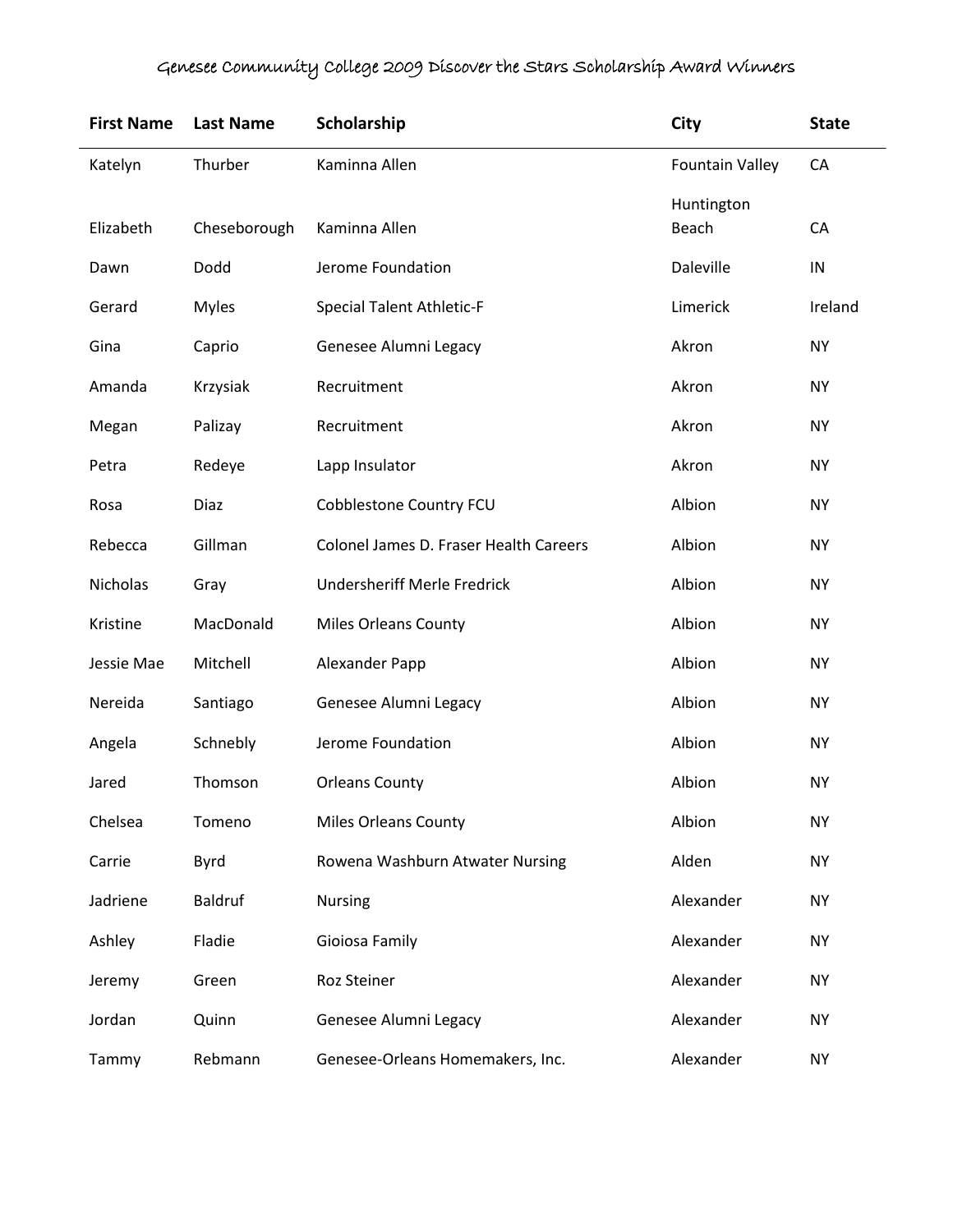# Genesee Community College 2009 Discover the Stars Scholarship Award Winners

| First Name | Last Name | Scholarship | City | State |
|---|---|---|---|---|
| Katelyn | Thurber | Kaminna Allen | Fountain Valley | CA |
| Elizabeth | Cheseborough | Kaminna Allen | Huntington Beach | CA |
| Dawn | Dodd | Jerome Foundation | Daleville | IN |
| Gerard | Myles | Special Talent Athletic-F | Limerick | Ireland |
| Gina | Caprio | Genesee Alumni Legacy | Akron | NY |
| Amanda | Krzysiak | Recruitment | Akron | NY |
| Megan | Palizay | Recruitment | Akron | NY |
| Petra | Redeye | Lapp Insulator | Akron | NY |
| Rosa | Diaz | Cobblestone Country FCU | Albion | NY |
| Rebecca | Gillman | Colonel James D. Fraser Health Careers | Albion | NY |
| Nicholas | Gray | Undersheriff Merle Fredrick | Albion | NY |
| Kristine | MacDonald | Miles Orleans County | Albion | NY |
| Jessie Mae | Mitchell | Alexander Papp | Albion | NY |
| Nereida | Santiago | Genesee Alumni Legacy | Albion | NY |
| Angela | Schnebly | Jerome Foundation | Albion | NY |
| Jared | Thomson | Orleans County | Albion | NY |
| Chelsea | Tomeno | Miles Orleans County | Albion | NY |
| Carrie | Byrd | Rowena Washburn Atwater Nursing | Alden | NY |
| Jadriene | Baldruf | Nursing | Alexander | NY |
| Ashley | Fladie | Gioiosa Family | Alexander | NY |
| Jeremy | Green | Roz Steiner | Alexander | NY |
| Jordan | Quinn | Genesee Alumni Legacy | Alexander | NY |
| Tammy | Rebmann | Genesee-Orleans Homemakers, Inc. | Alexander | NY |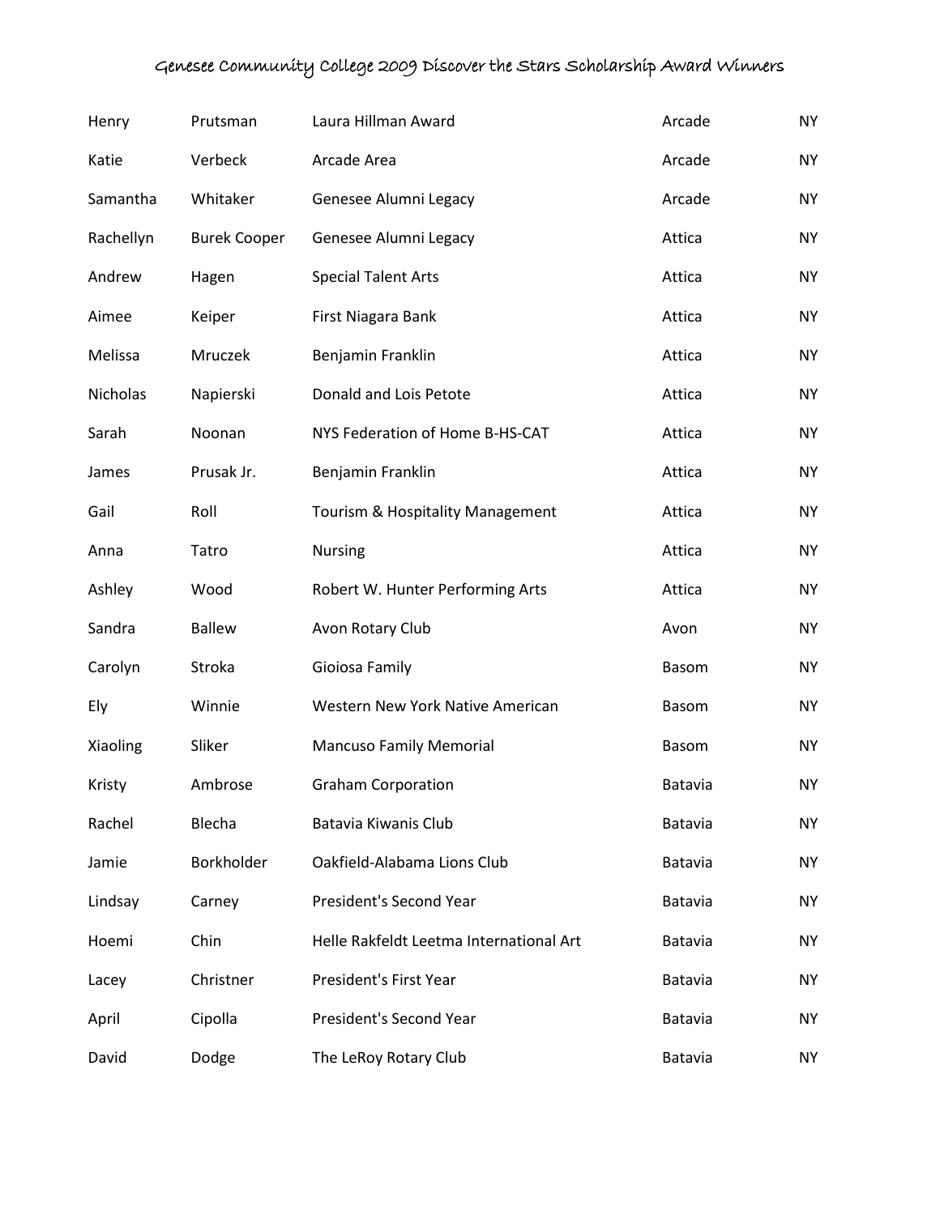| | | | | |
|---|---|---|---|---|
| Henry | Prutsman | Laura Hillman Award | Arcade | NY |
| Katie | Verbeck | Arcade Area | Arcade | NY |
| Samantha | Whitaker | Genesee Alumni Legacy | Arcade | NY |
| Rachellyn | Burek Cooper | Genesee Alumni Legacy | Attica | NY |
| Andrew | Hagen | Special Talent Arts | Attica | NY |
| Aimee | Keiper | First Niagara Bank | Attica | NY |
| Melissa | Mruczek | Benjamin Franklin | Attica | NY |
| Nicholas | Napierski | Donald and Lois Petote | Attica | NY |
| Sarah | Noonan | NYS Federation of Home B-HS-CAT | Attica | NY |
| James | Prusak Jr. | Benjamin Franklin | Attica | NY |
| Gail | Roll | Tourism & Hospitality Management | Attica | NY |
| Anna | Tatro | Nursing | Attica | NY |
| Ashley | Wood | Robert W. Hunter Performing Arts | Attica | NY |
| Sandra | Ballew | Avon Rotary Club | Avon | NY |
| Carolyn | Stroka | Gioiosa Family | Basom | NY |
| Ely | Winnie | Western New York Native American | Basom | NY |
| Xiaoling | Sliker | Mancuso Family Memorial | Basom | NY |
| Kristy | Ambrose | Graham Corporation | Batavia | NY |
| Rachel | Blecha | Batavia Kiwanis Club | Batavia | NY |
| Jamie | Borkholder | Oakfield-Alabama Lions Club | Batavia | NY |
| Lindsay | Carney | President's Second Year | Batavia | NY |
| Hoemi | Chin | Helle Rakfeldt Leetma International Art | Batavia | NY |
| Lacey | Christner | President's First Year | Batavia | NY |
| April | Cipolla | President's Second Year | Batavia | NY |
| David | Dodge | The LeRoy Rotary Club | Batavia | NY |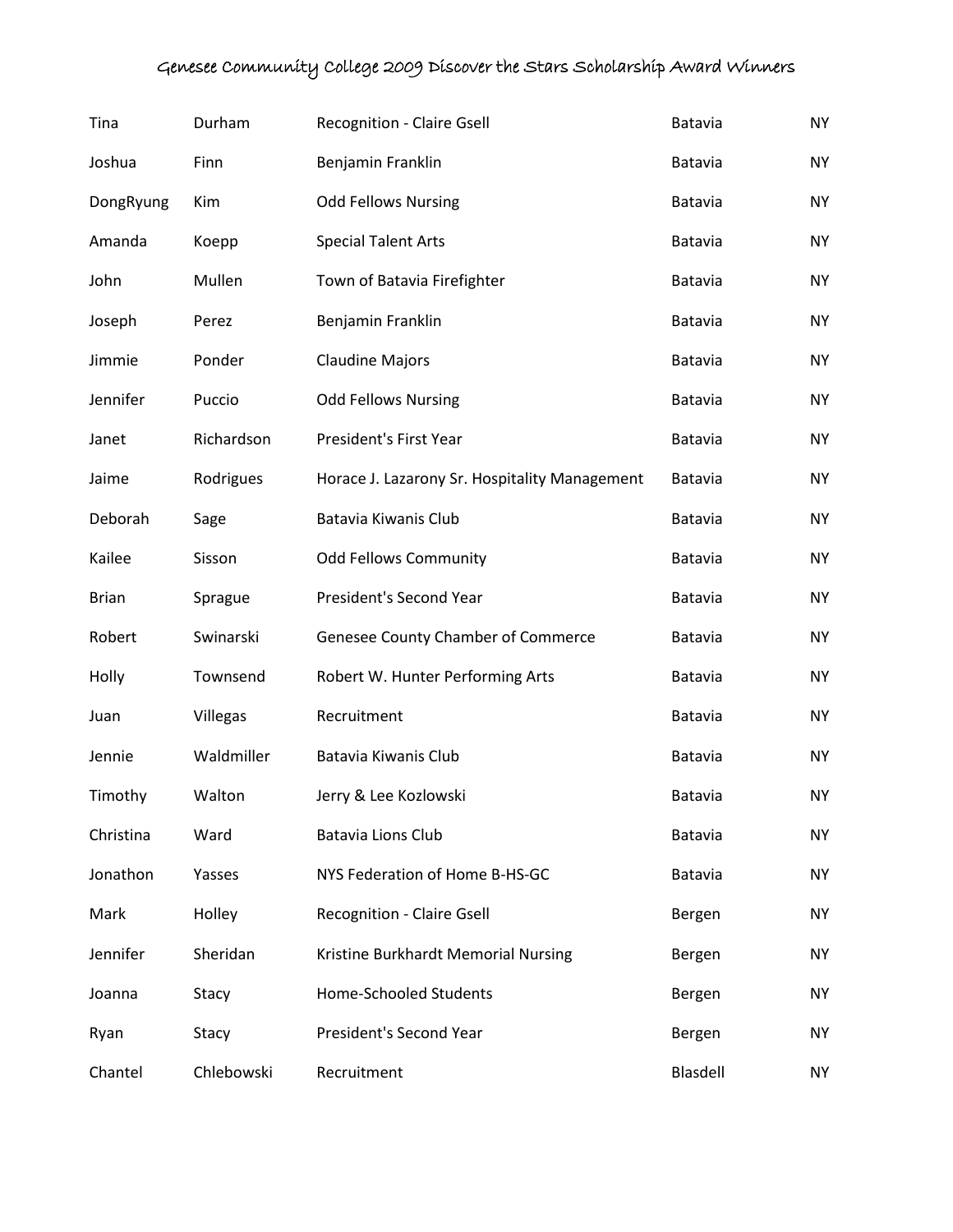| | | | | |
|---|---|---|---|---|
| Tina | Durham | Recognition - Claire Gsell | Batavia | NY |
| Joshua | Finn | Benjamin Franklin | Batavia | NY |
| DongRyung | Kim | Odd Fellows Nursing | Batavia | NY |
| Amanda | Koepp | Special Talent Arts | Batavia | NY |
| John | Mullen | Town of Batavia Firefighter | Batavia | NY |
| Joseph | Perez | Benjamin Franklin | Batavia | NY |
| Jimmie | Ponder | Claudine Majors | Batavia | NY |
| Jennifer | Puccio | Odd Fellows Nursing | Batavia | NY |
| Janet | Richardson | President's First Year | Batavia | NY |
| Jaime | Rodrigues | Horace J. Lazarony Sr. Hospitality Management | Batavia | NY |
| Deborah | Sage | Batavia Kiwanis Club | Batavia | NY |
| Kailee | Sisson | Odd Fellows Community | Batavia | NY |
| Brian | Sprague | President's Second Year | Batavia | NY |
| Robert | Swinarski | Genesee County Chamber of Commerce | Batavia | NY |
| Holly | Townsend | Robert W. Hunter Performing Arts | Batavia | NY |
| Juan | Villegas | Recruitment | Batavia | NY |
| Jennie | Waldmiller | Batavia Kiwanis Club | Batavia | NY |
| Timothy | Walton | Jerry & Lee Kozlowski | Batavia | NY |
| Christina | Ward | Batavia Lions Club | Batavia | NY |
| Jonathon | Yasses | NYS Federation of Home B-HS-GC | Batavia | NY |
| Mark | Holley | Recognition - Claire Gsell | Bergen | NY |
| Jennifer | Sheridan | Kristine Burkhardt Memorial Nursing | Bergen | NY |
| Joanna | Stacy | Home-Schooled Students | Bergen | NY |
| Ryan | Stacy | President's Second Year | Bergen | NY |
| Chantel | Chlebowski | Recruitment | Blasdell | NY |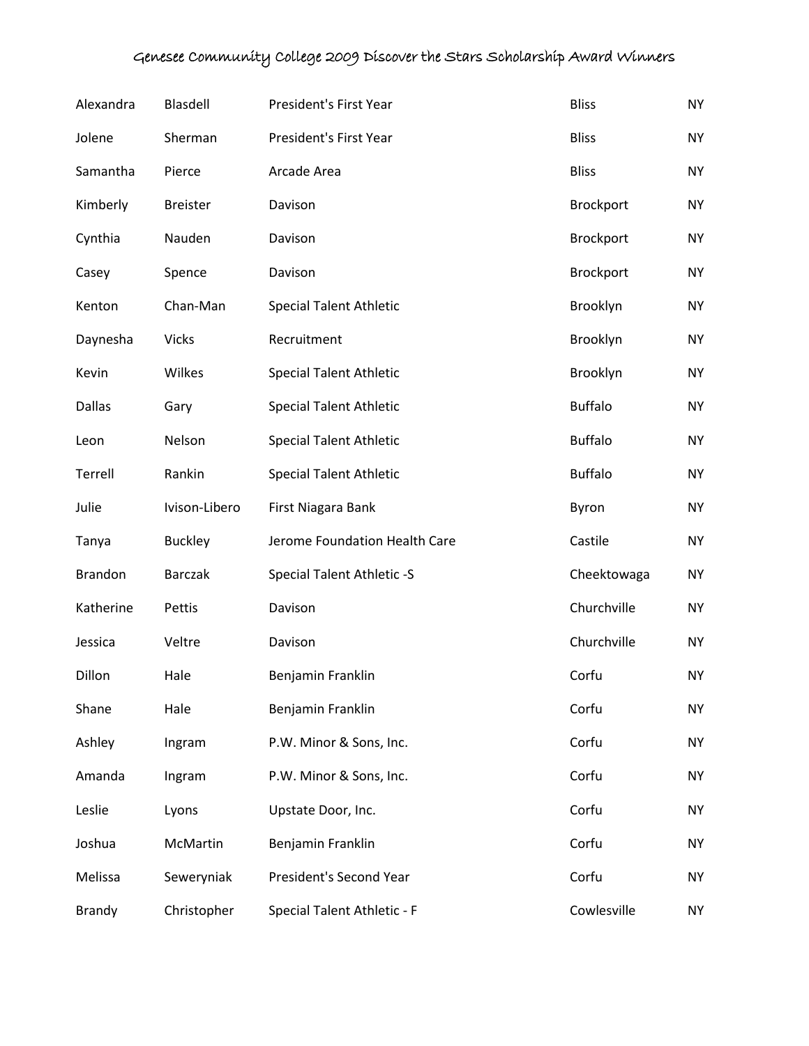| | | | | |
|---|---|---|---|---|
| Alexandra | Blasdell | President's First Year | Bliss | NY |
| Jolene | Sherman | President's First Year | Bliss | NY |
| Samantha | Pierce | Arcade Area | Bliss | NY |
| Kimberly | Breister | Davison | Brockport | NY |
| Cynthia | Nauden | Davison | Brockport | NY |
| Casey | Spence | Davison | Brockport | NY |
| Kenton | Chan-Man | Special Talent Athletic | Brooklyn | NY |
| Daynesha | Vicks | Recruitment | Brooklyn | NY |
| Kevin | Wilkes | Special Talent Athletic | Brooklyn | NY |
| Dallas | Gary | Special Talent Athletic | Buffalo | NY |
| Leon | Nelson | Special Talent Athletic | Buffalo | NY |
| Terrell | Rankin | Special Talent Athletic | Buffalo | NY |
| Julie | Ivison-Libero | First Niagara Bank | Byron | NY |
| Tanya | Buckley | Jerome Foundation Health Care | Castile | NY |
| Brandon | Barczak | Special Talent Athletic -S | Cheektowaga | NY |
| Katherine | Pettis | Davison | Churchville | NY |
| Jessica | Veltre | Davison | Churchville | NY |
| Dillon | Hale | Benjamin Franklin | Corfu | NY |
| Shane | Hale | Benjamin Franklin | Corfu | NY |
| Ashley | Ingram | P.W. Minor & Sons, Inc. | Corfu | NY |
| Amanda | Ingram | P.W. Minor & Sons, Inc. | Corfu | NY |
| Leslie | Lyons | Upstate Door, Inc. | Corfu | NY |
| Joshua | McMartin | Benjamin Franklin | Corfu | NY |
| Melissa | Seweryniak | President's Second Year | Corfu | NY |
| Brandy | Christopher | Special Talent Athletic - F | Cowlesville | NY |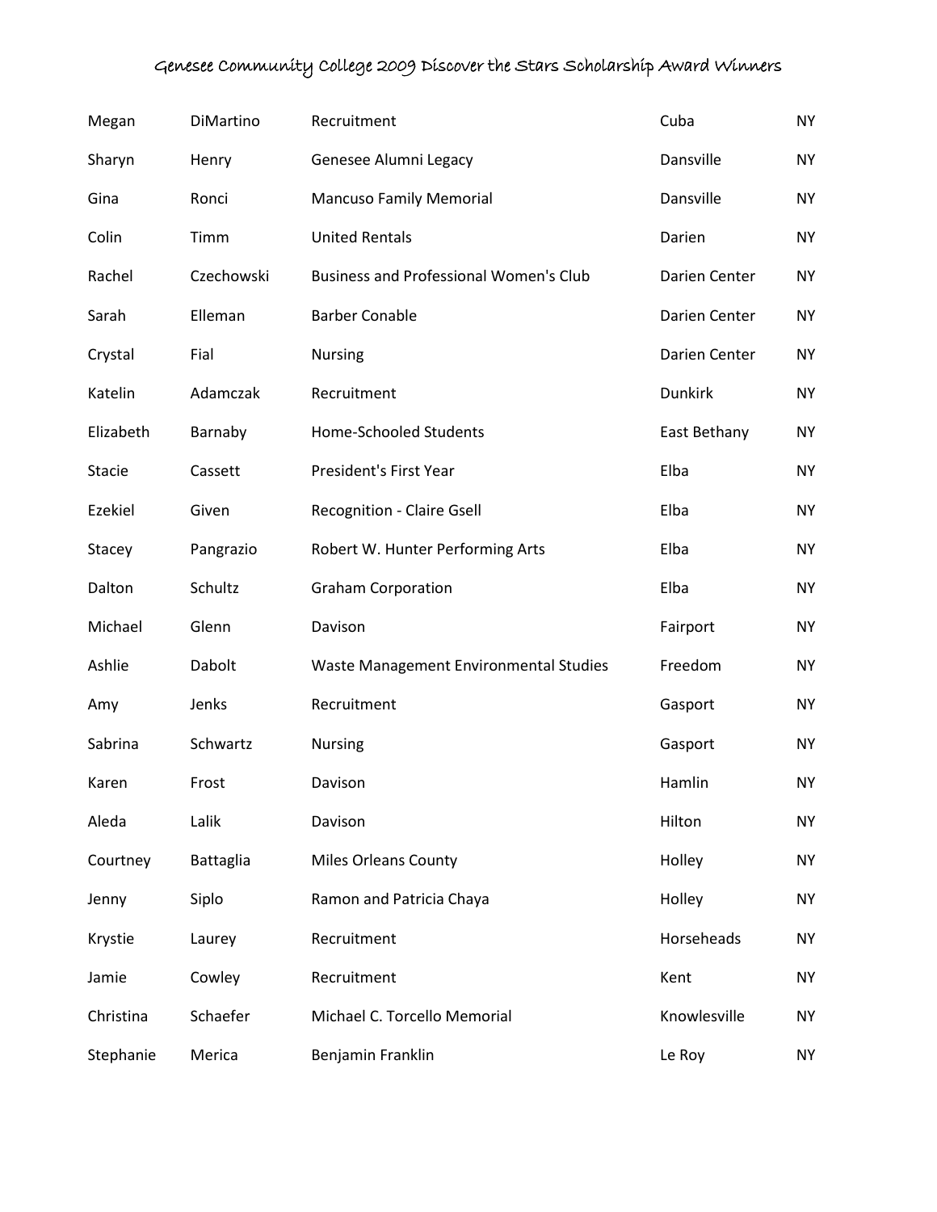| | | | | |
|---|---|---|---|---|
| Megan | DiMartino | Recruitment | Cuba | NY |
| Sharyn | Henry | Genesee Alumni Legacy | Dansville | NY |
| Gina | Ronci | Mancuso Family Memorial | Dansville | NY |
| Colin | Timm | United Rentals | Darien | NY |
| Rachel | Czechowski | Business and Professional Women's Club | Darien Center | NY |
| Sarah | Elleman | Barber Conable | Darien Center | NY |
| Crystal | Fial | Nursing | Darien Center | NY |
| Katelin | Adamczak | Recruitment | Dunkirk | NY |
| Elizabeth | Barnaby | Home-Schooled Students | East Bethany | NY |
| Stacie | Cassett | President's First Year | Elba | NY |
| Ezekiel | Given | Recognition - Claire Gsell | Elba | NY |
| Stacey | Pangrazio | Robert W. Hunter Performing Arts | Elba | NY |
| Dalton | Schultz | Graham Corporation | Elba | NY |
| Michael | Glenn | Davison | Fairport | NY |
| Ashlie | Dabolt | Waste Management Environmental Studies | Freedom | NY |
| Amy | Jenks | Recruitment | Gasport | NY |
| Sabrina | Schwartz | Nursing | Gasport | NY |
| Karen | Frost | Davison | Hamlin | NY |
| Aleda | Lalik | Davison | Hilton | NY |
| Courtney | Battaglia | Miles Orleans County | Holley | NY |
| Jenny | Siplo | Ramon and Patricia Chaya | Holley | NY |
| Krystie | Laurey | Recruitment | Horseheads | NY |
| Jamie | Cowley | Recruitment | Kent | NY |
| Christina | Schaefer | Michael C. Torcello Memorial | Knowlesville | NY |
| Stephanie | Merica | Benjamin Franklin | Le Roy | NY |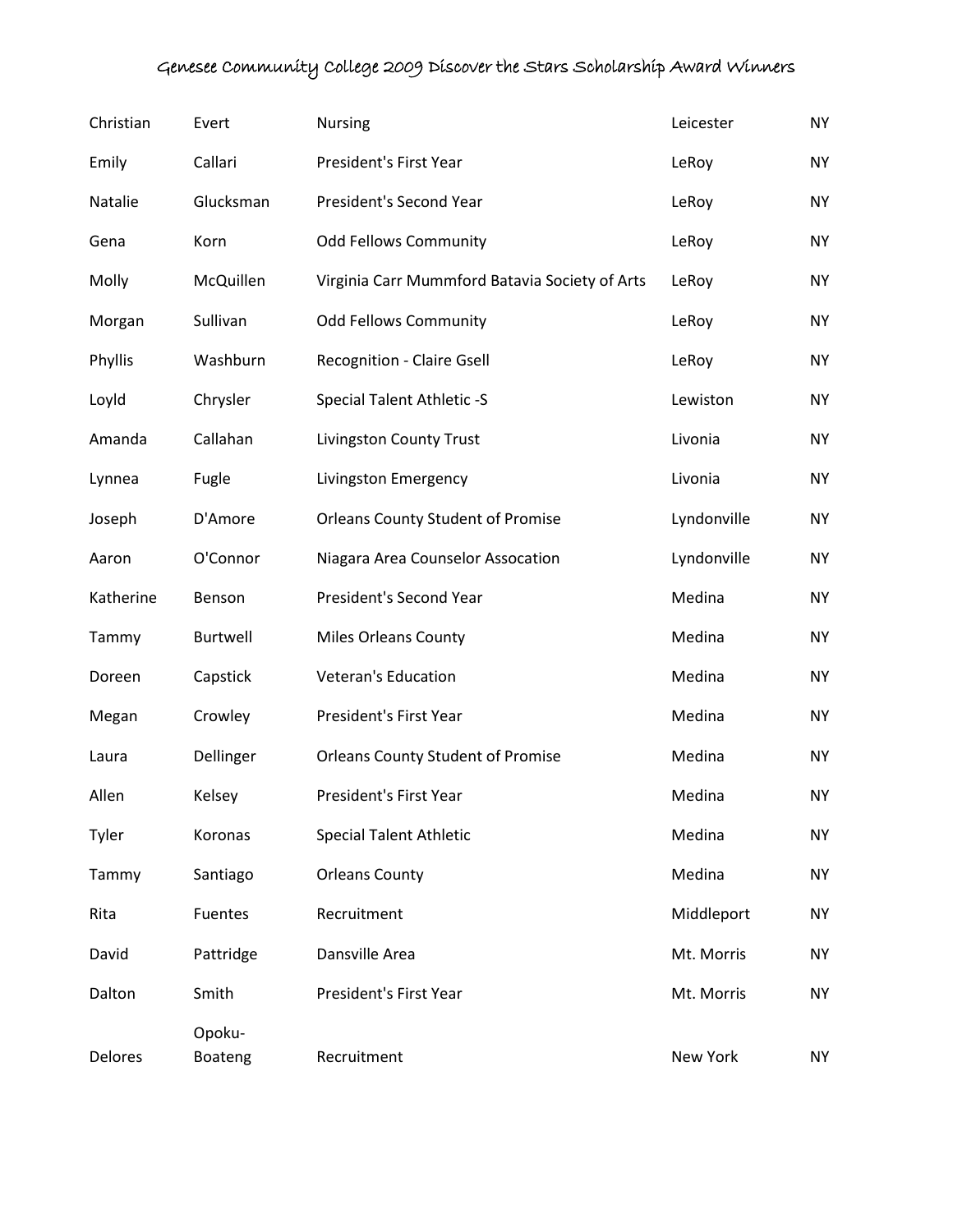| | | | | |
|---|---|---|---|---|
| Christian | Evert | Nursing | Leicester | NY |
| Emily | Callari | President's First Year | LeRoy | NY |
| Natalie | Glucksman | President's Second Year | LeRoy | NY |
| Gena | Korn | Odd Fellows Community | LeRoy | NY |
| Molly | McQuillen | Virginia Carr Mummford Batavia Society of Arts | LeRoy | NY |
| Morgan | Sullivan | Odd Fellows Community | LeRoy | NY |
| Phyllis | Washburn | Recognition - Claire Gsell | LeRoy | NY |
| Loyld | Chrysler | Special Talent Athletic -S | Lewiston | NY |
| Amanda | Callahan | Livingston County Trust | Livonia | NY |
| Lynnea | Fugle | Livingston Emergency | Livonia | NY |
| Joseph | D'Amore | Orleans County Student of Promise | Lyndonville | NY |
| Aaron | O'Connor | Niagara Area Counselor Assocation | Lyndonville | NY |
| Katherine | Benson | President's Second Year | Medina | NY |
| Tammy | Burtwell | Miles Orleans County | Medina | NY |
| Doreen | Capstick | Veteran's Education | Medina | NY |
| Megan | Crowley | President's First Year | Medina | NY |
| Laura | Dellinger | Orleans County Student of Promise | Medina | NY |
| Allen | Kelsey | President's First Year | Medina | NY |
| Tyler | Koronas | Special Talent Athletic | Medina | NY |
| Tammy | Santiago | Orleans County | Medina | NY |
| Rita | Fuentes | Recruitment | Middleport | NY |
| David | Pattridge | Dansville Area | Mt. Morris | NY |
| Dalton | Smith | President's First Year | Mt. Morris | NY |
| Delores | Opoku-Boateng | Recruitment | New York | NY |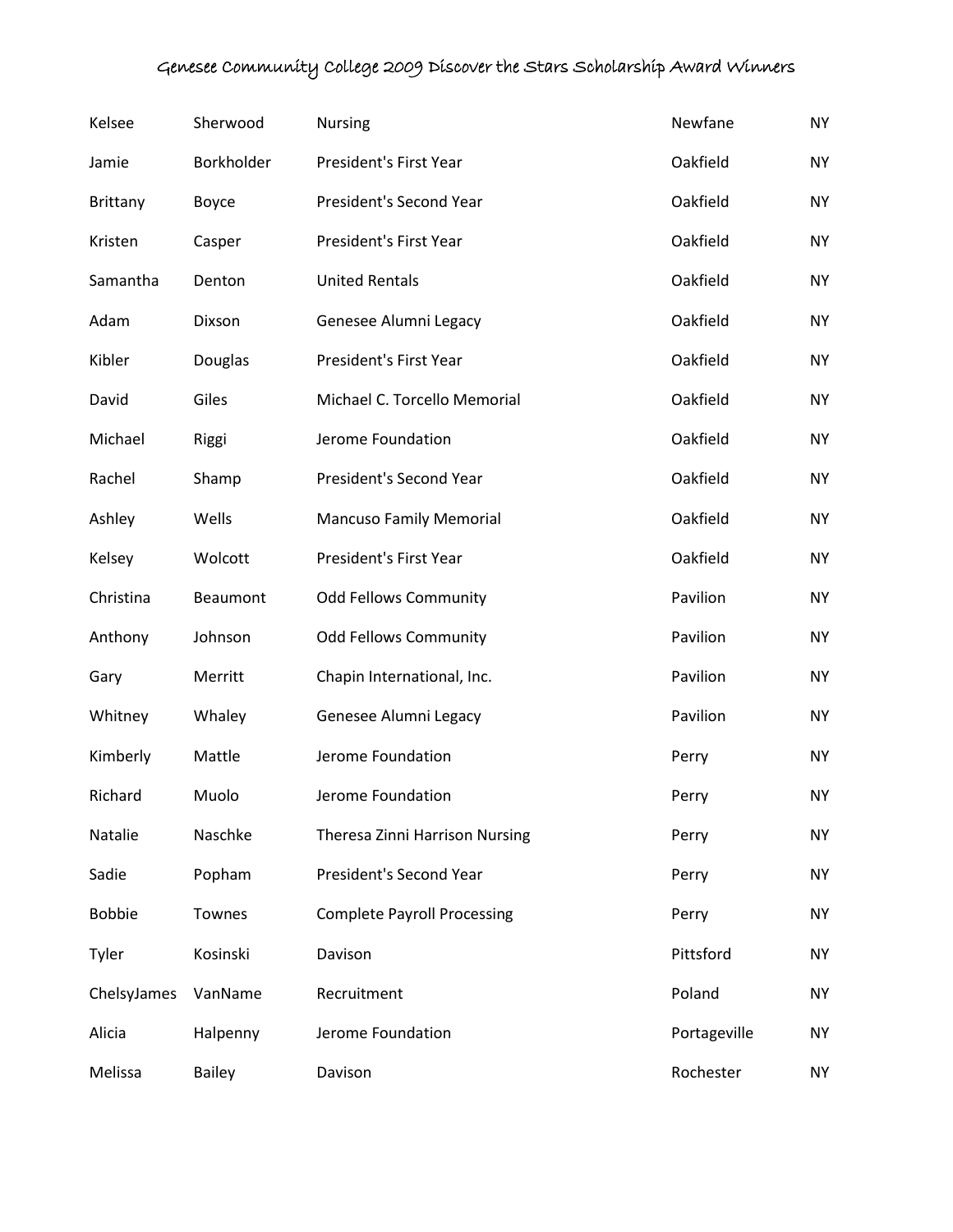# Genesee Community College 2009 Discover the Stars Scholarship Award Winners

| | | | | |
|---|---|---|---|---|
| Kelsee | Sherwood | Nursing | Newfane | NY |
| Jamie | Borkholder | President's First Year | Oakfield | NY |
| Brittany | Boyce | President's Second Year | Oakfield | NY |
| Kristen | Casper | President's First Year | Oakfield | NY |
| Samantha | Denton | United Rentals | Oakfield | NY |
| Adam | Dixson | Genesee Alumni Legacy | Oakfield | NY |
| Kibler | Douglas | President's First Year | Oakfield | NY |
| David | Giles | Michael C. Torcello Memorial | Oakfield | NY |
| Michael | Riggi | Jerome Foundation | Oakfield | NY |
| Rachel | Shamp | President's Second Year | Oakfield | NY |
| Ashley | Wells | Mancuso Family Memorial | Oakfield | NY |
| Kelsey | Wolcott | President's First Year | Oakfield | NY |
| Christina | Beaumont | Odd Fellows Community | Pavilion | NY |
| Anthony | Johnson | Odd Fellows Community | Pavilion | NY |
| Gary | Merritt | Chapin International, Inc. | Pavilion | NY |
| Whitney | Whaley | Genesee Alumni Legacy | Pavilion | NY |
| Kimberly | Mattle | Jerome Foundation | Perry | NY |
| Richard | Muolo | Jerome Foundation | Perry | NY |
| Natalie | Naschke | Theresa Zinni Harrison Nursing | Perry | NY |
| Sadie | Popham | President's Second Year | Perry | NY |
| Bobbie | Townes | Complete Payroll Processing | Perry | NY |
| Tyler | Kosinski | Davison | Pittsford | NY |
| ChelsyJames | VanName | Recruitment | Poland | NY |
| Alicia | Halpenny | Jerome Foundation | Portageville | NY |
| Melissa | Bailey | Davison | Rochester | NY |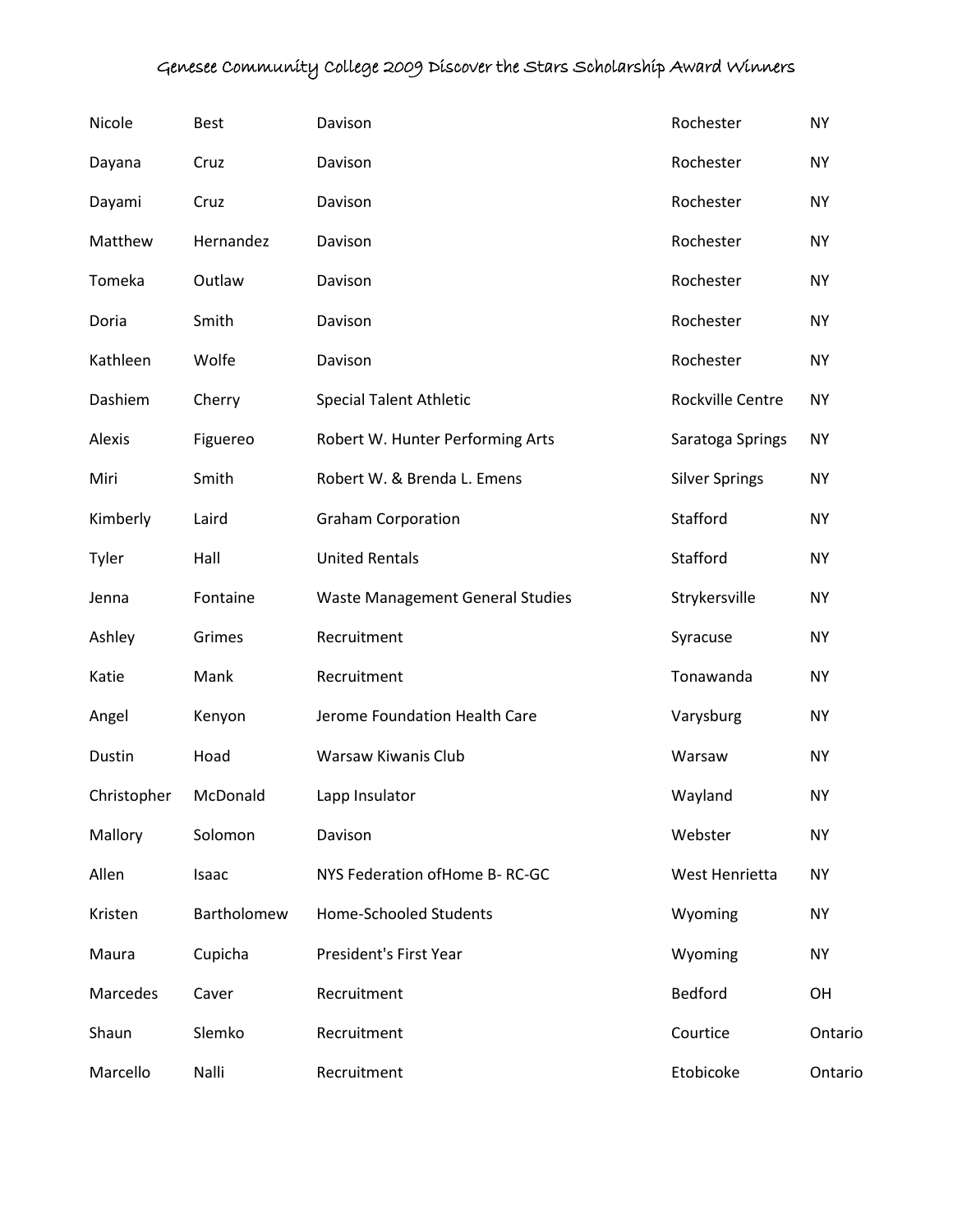| | | | | |
|---|---|---|---|---|
| Nicole | Best | Davison | Rochester | NY |
| Dayana | Cruz | Davison | Rochester | NY |
| Dayami | Cruz | Davison | Rochester | NY |
| Matthew | Hernandez | Davison | Rochester | NY |
| Tomeka | Outlaw | Davison | Rochester | NY |
| Doria | Smith | Davison | Rochester | NY |
| Kathleen | Wolfe | Davison | Rochester | NY |
| Dashiem | Cherry | Special Talent Athletic | Rockville Centre | NY |
| Alexis | Figuereo | Robert W. Hunter Performing Arts | Saratoga Springs | NY |
| Miri | Smith | Robert W. & Brenda L. Emens | Silver Springs | NY |
| Kimberly | Laird | Graham Corporation | Stafford | NY |
| Tyler | Hall | United Rentals | Stafford | NY |
| Jenna | Fontaine | Waste Management General Studies | Strykersville | NY |
| Ashley | Grimes | Recruitment | Syracuse | NY |
| Katie | Mank | Recruitment | Tonawanda | NY |
| Angel | Kenyon | Jerome Foundation Health Care | Varysburg | NY |
| Dustin | Hoad | Warsaw Kiwanis Club | Warsaw | NY |
| Christopher | McDonald | Lapp Insulator | Wayland | NY |
| Mallory | Solomon | Davison | Webster | NY |
| Allen | Isaac | NYS Federation ofHome B- RC-GC | West Henrietta | NY |
| Kristen | Bartholomew | Home-Schooled Students | Wyoming | NY |
| Maura | Cupicha | President's First Year | Wyoming | NY |
| Marcedes | Caver | Recruitment | Bedford | OH |
| Shaun | Slemko | Recruitment | Courtice | Ontario |
| Marcello | Nalli | Recruitment | Etobicoke | Ontario |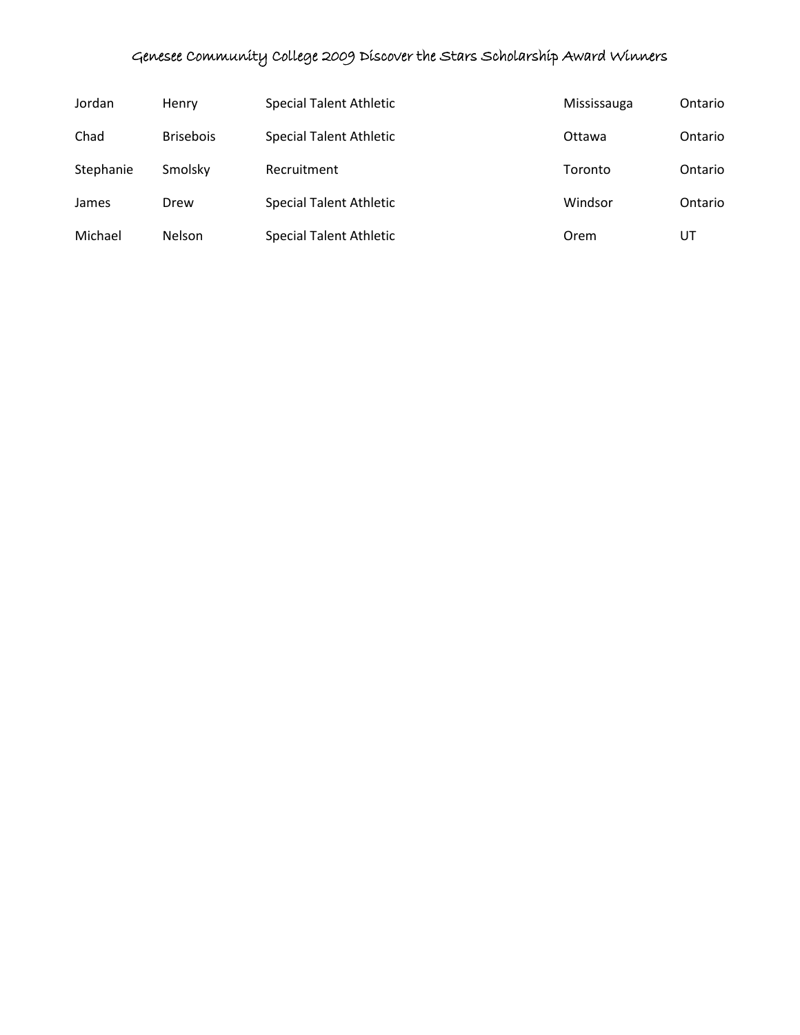| | | | | |
|---|---|---|---|---|
| Jordan | Henry | Special Talent Athletic | Mississauga | Ontario |
| Chad | Brisebois | Special Talent Athletic | Ottawa | Ontario |
| Stephanie | Smolsky | Recruitment | Toronto | Ontario |
| James | Drew | Special Talent Athletic | Windsor | Ontario |
| Michael | Nelson | Special Talent Athletic | Orem | UT |